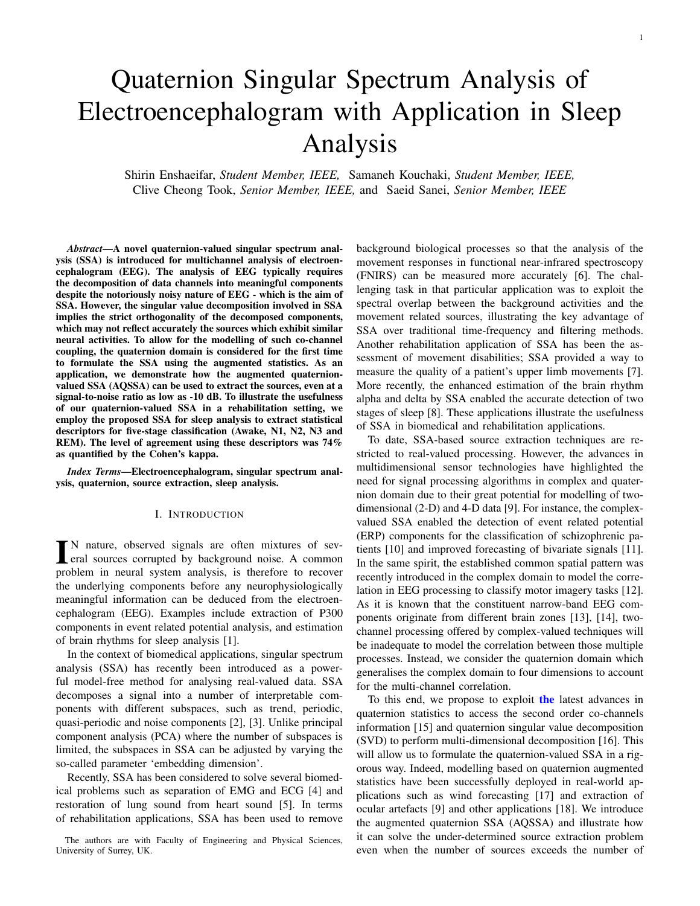# Quaternion Singular Spectrum Analysis of Electroencephalogram with Application in Sleep Analysis

Shirin Enshaeifar, *Student Member, IEEE,* Samaneh Kouchaki, *Student Member, IEEE,* Clive Cheong Took, *Senior Member, IEEE,* and Saeid Sanei, *Senior Member, IEEE*

***Abstract*—A novel quaternion-valued singular spectrum analysis (SSA) is introduced for multichannel analysis of electroencephalogram (EEG). The analysis of EEG typically requires the decomposition of data channels into meaningful components despite the notoriously noisy nature of EEG - which is the aim of SSA. However, the singular value decomposition involved in SSA implies the strict orthogonality of the decomposed components, which may not reflect accurately the sources which exhibit similar neural activities. To allow for the modelling of such co-channel coupling, the quaternion domain is considered for the first time to formulate the SSA using the augmented statistics. As an application, we demonstrate how the augmented quaternion-valued SSA (AQSSA) can be used to extract the sources, even at a signal-to-noise ratio as low as -10 dB. To illustrate the usefulness of our quaternion-valued SSA in a rehabilitation setting, we employ the proposed SSA for sleep analysis to extract statistical descriptors for five-stage classification (Awake, N1, N2, N3 and REM). The level of agreement using these descriptors was 74% as quantified by the Cohen's kappa.**

***Index Terms*—Electroencephalogram, singular spectrum analysis, quaternion, source extraction, sleep analysis.**

## I. Introduction

In nature, observed signals are often mixtures of several sources corrupted by background noise. A common problem in neural system analysis, is therefore to recover the underlying components before any neurophysiologically meaningful information can be deduced from the electroencephalogram (EEG). Examples include extraction of P300 components in event related potential analysis, and estimation of brain rhythms for sleep analysis [1].

In the context of biomedical applications, singular spectrum analysis (SSA) has recently been introduced as a powerful model-free method for analysing real-valued data. SSA decomposes a signal into a number of interpretable components with different subspaces, such as trend, periodic, quasi-periodic and noise components [2], [3]. Unlike principal component analysis (PCA) where the number of subspaces is limited, the subspaces in SSA can be adjusted by varying the so-called parameter 'embedding dimension'.

Recently, SSA has been considered to solve several biomedical problems such as separation of EMG and ECG [4] and restoration of lung sound from heart sound [5]. In terms of rehabilitation applications, SSA has been used to remove background biological processes so that the analysis of the movement responses in functional near-infrared spectroscopy (FNIRS) can be measured more accurately [6]. The challenging task in that particular application was to exploit the spectral overlap between the background activities and the movement related sources, illustrating the key advantage of SSA over traditional time-frequency and filtering methods. Another rehabilitation application of SSA has been the assessment of movement disabilities; SSA provided a way to measure the quality of a patient's upper limb movements [7]. More recently, the enhanced estimation of the brain rhythm alpha and delta by SSA enabled the accurate detection of two stages of sleep [8]. These applications illustrate the usefulness of SSA in biomedical and rehabilitation applications.

To date, SSA-based source extraction techniques are restricted to real-valued processing. However, the advances in multidimensional sensor technologies have highlighted the need for signal processing algorithms in complex and quaternion domain due to their great potential for modelling of two-dimensional (2-D) and 4-D data [9]. For instance, the complex-valued SSA enabled the detection of event related potential (ERP) components for the classification of schizophrenic patients [10] and improved forecasting of bivariate signals [11]. In the same spirit, the established common spatial pattern was recently introduced in the complex domain to model the correlation in EEG processing to classify motor imagery tasks [12]. As it is known that the constituent narrow-band EEG components originate from different brain zones [13], [14], two-channel processing offered by complex-valued techniques will be inadequate to model the correlation between those multiple processes. Instead, we consider the quaternion domain which generalises the complex domain to four dimensions to account for the multi-channel correlation.

To this end, we propose to exploit the latest advances in quaternion statistics to access the second order co-channels information [15] and quaternion singular value decomposition (SVD) to perform multi-dimensional decomposition [16]. This will allow us to formulate the quaternion-valued SSA in a rigorous way. Indeed, modelling based on quaternion augmented statistics have been successfully deployed in real-world applications such as wind forecasting [17] and extraction of ocular artefacts [9] and other applications [18]. We introduce the augmented quaternion SSA (AQSSA) and illustrate how it can solve the under-determined source extraction problem even when the number of sources exceeds the number of

The authors are with Faculty of Engineering and Physical Sciences, University of Surrey, UK.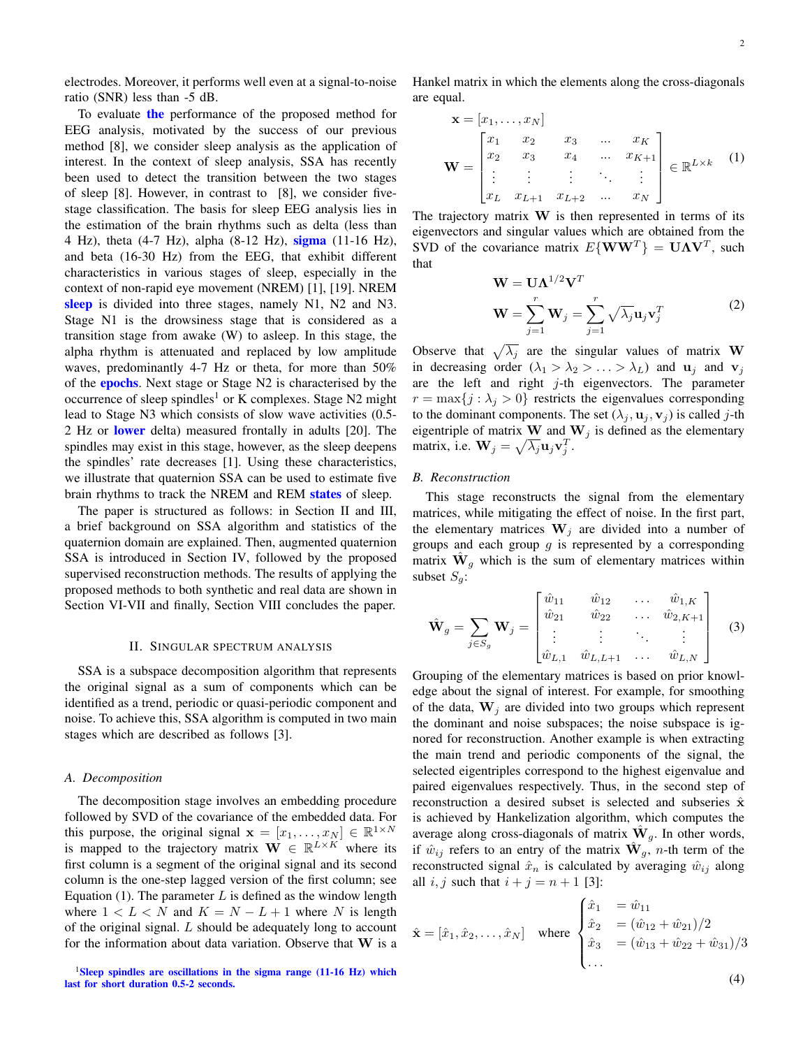electrodes. Moreover, it performs well even at a signal-to-noise ratio (SNR) less than -5 dB.

To evaluate **the** performance of the proposed method for EEG analysis, motivated by the success of our previous method [8], we consider sleep analysis as the application of interest. In the context of sleep analysis, SSA has recently been used to detect the transition between the two stages of sleep [8]. However, in contrast to [8], we consider five-stage classification. The basis for sleep EEG analysis lies in the estimation of the brain rhythms such as delta (less than 4 Hz), theta (4-7 Hz), alpha (8-12 Hz), **sigma** (11-16 Hz), and beta (16-30 Hz) from the EEG, that exhibit different characteristics in various stages of sleep, especially in the context of non-rapid eye movement (NREM) [1], [19]. NREM **sleep** is divided into three stages, namely N1, N2 and N3. Stage N1 is the drowsiness stage that is considered as a transition stage from awake (W) to asleep. In this stage, the alpha rhythm is attenuated and replaced by low amplitude waves, predominantly 4-7 Hz or theta, for more than 50% of the **epochs**. Next stage or Stage N2 is characterised by the occurrence of sleep spindles[1] or K complexes. Stage N2 might lead to Stage N3 which consists of slow wave activities (0.5-2 Hz or **lower** delta) measured frontally in adults [20]. The spindles may exist in this stage, however, as the sleep deepens the spindles' rate decreases [1]. Using these characteristics, we illustrate that quaternion SSA can be used to estimate five brain rhythms to track the NREM and REM **states** of sleep.

The paper is structured as follows: in Section II and III, a brief background on SSA algorithm and statistics of the quaternion domain are explained. Then, augmented quaternion SSA is introduced in Section IV, followed by the proposed supervised reconstruction methods. The results of applying the proposed methods to both synthetic and real data are shown in Section VI-VII and finally, Section VIII concludes the paper.

## II. Singular spectrum analysis

SSA is a subspace decomposition algorithm that represents the original signal as a sum of components which can be identified as a trend, periodic or quasi-periodic component and noise. To achieve this, SSA algorithm is computed in two main stages which are described as follows [3].

### A. Decomposition

The decomposition stage involves an embedding procedure followed by SVD of the covariance of the embedded data. For this purpose, the original signal $\mathbf{x} = [x_1, \dots, x_N] \in \mathbb{R}^{1\times N}$ is mapped to the trajectory matrix $\mathbf{W} \in \mathbb{R}^{L\times K}$ where its first column is a segment of the original signal and its second column is the one-step lagged version of the first column; see Equation (1). The parameter $L$ is defined as the window length where $1 < L < N$ and $K = N - L + 1$ where $N$ is length of the original signal. $L$ should be adequately long to account for the information about data variation. Observe that $\mathbf{W}$ is a Hankel matrix in which the elements along the cross-diagonals are equal.

$$
\mathbf{x} = [x_1, \dots, x_N]
$$
$$
\mathbf{W} = \begin{bmatrix} x_1 & x_2 & x_3 & \dots & x_K \\ x_2 & x_3 & x_4 & \dots & x_{K+1} \\ \vdots & \vdots & \vdots & \ddots & \vdots \\ x_L & x_{L+1} & x_{L+2} & \dots & x_N \end{bmatrix} \in \mathbb{R}^{L\times k} \tag{1}
$$

The trajectory matrix $\mathbf{W}$ is then represented in terms of its eigenvectors and singular values which are obtained from the SVD of the covariance matrix $E\{\mathbf{W}\mathbf{W}^T\} = \mathbf{U}\mathbf{\Lambda}\mathbf{V}^T$, such that

$$
\begin{aligned}
\mathbf{W} &= \mathbf{U}\mathbf{\Lambda}^{1/2}\mathbf{V}^T \\
\mathbf{W} &= \sum_{j=1}^{r} \mathbf{W}_j = \sum_{j=1}^{r} \sqrt{\lambda_j}\mathbf{u}_j\mathbf{v}_j^T
\end{aligned} \tag{2}
$$

Observe that $\sqrt{\lambda_j}$ are the singular values of matrix $\mathbf{W}$ in decreasing order ($\lambda_1 > \lambda_2 > \ldots > \lambda_L$) and $\mathbf{u}_j$ and $\mathbf{v}_j$ are the left and right $j$-th eigenvectors. The parameter $r = \max\{j : \lambda_j > 0\}$ restricts the eigenvalues corresponding to the dominant components. The set $(\lambda_j, \mathbf{u}_j, \mathbf{v}_j)$ is called $j$-th eigentriple of matrix $\mathbf{W}$ and $\mathbf{W}_j$ is defined as the elementary matrix, i.e. $\mathbf{W}_j = \sqrt{\lambda_j}\mathbf{u}_j\mathbf{v}_j^T$.

### B. Reconstruction

This stage reconstructs the signal from the elementary matrices, while mitigating the effect of noise. In the first part, the elementary matrices $\mathbf{W}_j$ are divided into a number of groups and each group $g$ is represented by a corresponding matrix $\hat{\mathbf{W}}_g$ which is the sum of elementary matrices within subset $S_g$:

$$
\hat{\mathbf{W}}_g = \sum_{j\in S_g} \mathbf{W}_j = \begin{bmatrix} \hat{w}_{11} & \hat{w}_{12} & \dots & \hat{w}_{1,K} \\ \hat{w}_{21} & \hat{w}_{22} & \dots & \hat{w}_{2,K+1} \\ \vdots & \vdots & \ddots & \vdots \\ \hat{w}_{L,1} & \hat{w}_{L,L+1} & \dots & \hat{w}_{L,N} \end{bmatrix} \tag{3}
$$

Grouping of the elementary matrices is based on prior knowledge about the signal of interest. For example, for smoothing of the data, $\mathbf{W}_j$ are divided into two groups which represent the dominant and noise subspaces; the noise subspace is ignored for reconstruction. Another example is when extracting the main trend and periodic components of the signal, the selected eigentriples correspond to the highest eigenvalue and paired eigenvalues respectively. Thus, in the second step of reconstruction a desired subset is selected and subseries $\hat{\mathbf{x}}$ is achieved by Hankelization algorithm, which computes the average along cross-diagonals of matrix $\hat{\mathbf{W}}_g$. In other words, if $\hat{w}_{ij}$ refers to an entry of the matrix $\hat{\mathbf{W}}_g$, $n$-th term of the reconstructed signal $\hat{x}_n$ is calculated by averaging $\hat{w}_{ij}$ along all $i, j$ such that $i + j = n + 1$ [3]:

$$
\hat{\mathbf{x}} = [\hat{x}_1, \hat{x}_2, \dots, \hat{x}_N] \quad \text{where} \begin{cases} \hat{x}_1 &= \hat{w}_{11} \\ \hat{x}_2 &= (\hat{w}_{12} + \hat{w}_{21})/2 \\ \hat{x}_3 &= (\hat{w}_{13} + \hat{w}_{22} + \hat{w}_{31})/3 \\ \dots \end{cases} \tag{4}
$$

[1] **Sleep spindles are oscillations in the sigma range (11-16 Hz) which last for short duration 0.5-2 seconds.**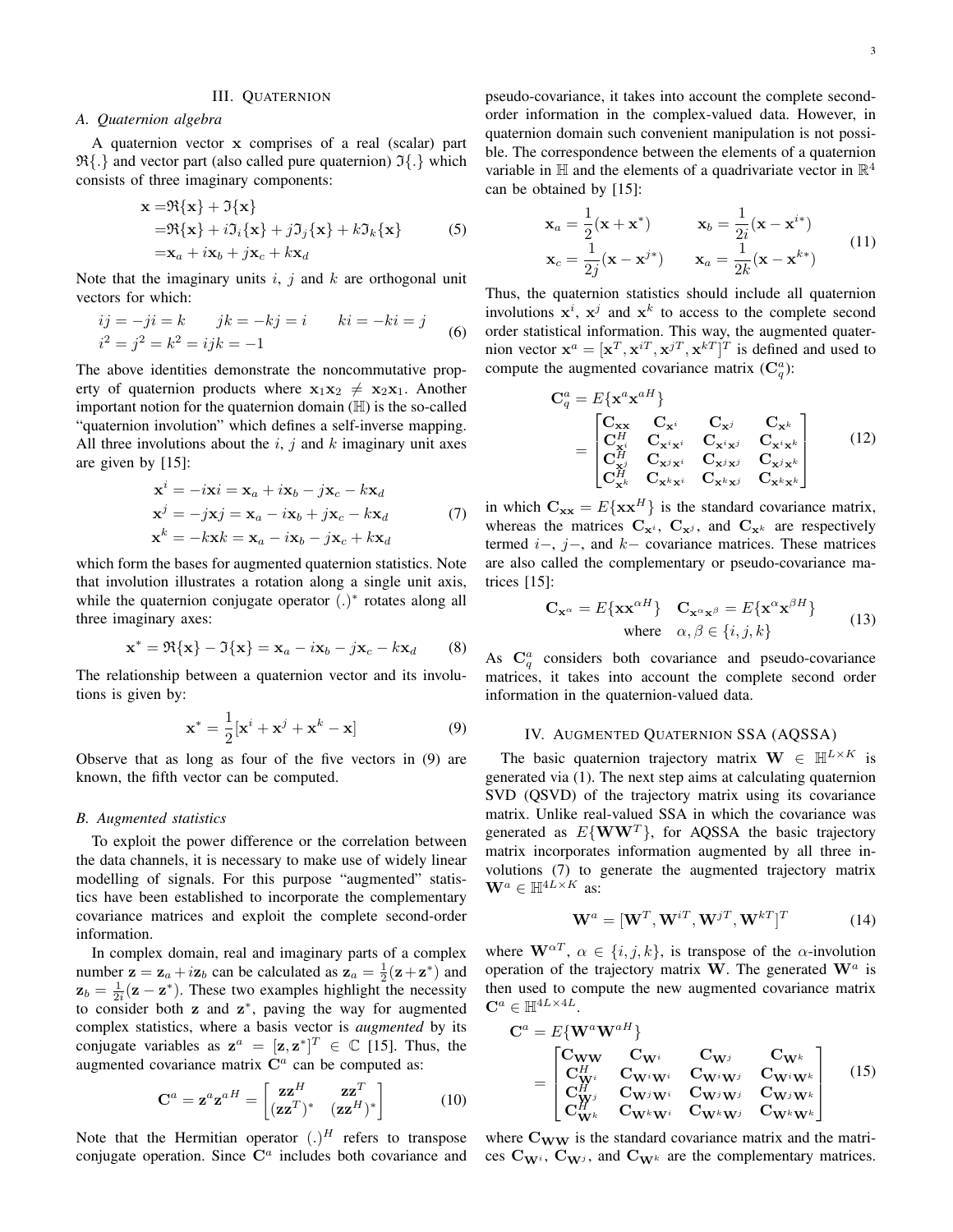## III. Quaternion

### A. Quaternion algebra

A quaternion vector $\mathbf{x}$ comprises of a real (scalar) part $\Re\{.\}$ and vector part (also called pure quaternion) $\Im\{.\}$ which consists of three imaginary components:

$$
\begin{aligned}
\mathbf{x} =& \Re\{\mathbf{x}\} + \Im\{\mathbf{x}\} \\
=& \Re\{\mathbf{x}\} + i\Im_i\{\mathbf{x}\} + j\Im_j\{\mathbf{x}\} + k\Im_k\{\mathbf{x}\} \\
=& \mathbf{x}_a + i\mathbf{x}_b + j\mathbf{x}_c + k\mathbf{x}_d
\end{aligned} \tag{5}
$$

Note that the imaginary units $i$, $j$ and $k$ are orthogonal unit vectors for which:

$$
\begin{aligned}
&ij = -ji = k \qquad jk = -kj = i \qquad ki = -ki = j \\
&i^2 = j^2 = k^2 = ijk = -1
\end{aligned} \tag{6}
$$

The above identities demonstrate the noncommutative property of quaternion products where $\mathbf{x}_1\mathbf{x}_2 \neq \mathbf{x}_2\mathbf{x}_1$. Another important notion for the quaternion domain ($\mathbb{H}$) is the so-called "quaternion involution" which defines a self-inverse mapping. All three involutions about the $i$, $j$ and $k$ imaginary unit axes are given by [15]:

$$
\begin{aligned}
\mathbf{x}^i &= -i\mathbf{x}i = \mathbf{x}_a + i\mathbf{x}_b - j\mathbf{x}_c - k\mathbf{x}_d \\
\mathbf{x}^j &= -j\mathbf{x}j = \mathbf{x}_a - i\mathbf{x}_b + j\mathbf{x}_c - k\mathbf{x}_d \\
\mathbf{x}^k &= -k\mathbf{x}k = \mathbf{x}_a - i\mathbf{x}_b - j\mathbf{x}_c + k\mathbf{x}_d
\end{aligned} \tag{7}
$$

which form the bases for augmented quaternion statistics. Note that involution illustrates a rotation along a single unit axis, while the quaternion conjugate operator $(.)^*$ rotates along all three imaginary axes:

$$
\mathbf{x}^* = \Re\{\mathbf{x}\} - \Im\{\mathbf{x}\} = \mathbf{x}_a - i\mathbf{x}_b - j\mathbf{x}_c - k\mathbf{x}_d \tag{8}
$$

The relationship between a quaternion vector and its involutions is given by:

$$
\mathbf{x}^* = \frac{1}{2}[\mathbf{x}^i + \mathbf{x}^j + \mathbf{x}^k - \mathbf{x}] \tag{9}
$$

Observe that as long as four of the five vectors in (9) are known, the fifth vector can be computed.

### B. Augmented statistics

To exploit the power difference or the correlation between the data channels, it is necessary to make use of widely linear modelling of signals. For this purpose "augmented" statistics have been established to incorporate the complementary covariance matrices and exploit the complete second-order information.

In complex domain, real and imaginary parts of a complex number $\mathbf{z} = \mathbf{z}_a + i\mathbf{z}_b$ can be calculated as $\mathbf{z}_a = \frac{1}{2}(\mathbf{z}+\mathbf{z}^*)$ and $\mathbf{z}_b = \frac{1}{2i}(\mathbf{z}-\mathbf{z}^*)$. These two examples highlight the necessity to consider both $\mathbf{z}$ and $\mathbf{z}^*$, paving the way for augmented complex statistics, where a basis vector is *augmented* by its conjugate variables as $\mathbf{z}^a = [\mathbf{z}, \mathbf{z}^*]^T \in \mathbb{C}$ [15]. Thus, the augmented covariance matrix $\mathbf{C}^a$ can be computed as:

$$
\mathbf{C}^a = \mathbf{z}^a\mathbf{z}^{aH} = \begin{bmatrix} \mathbf{z}\mathbf{z}^H & \mathbf{z}\mathbf{z}^T \\ (\mathbf{z}\mathbf{z}^T)^* & (\mathbf{z}\mathbf{z}^H)^* \end{bmatrix} \tag{10}
$$

Note that the Hermitian operator $(.)^H$ refers to transpose conjugate operation. Since $\mathbf{C}^a$ includes both covariance and pseudo-covariance, it takes into account the complete second-order information in the complex-valued data. However, in quaternion domain such convenient manipulation is not possible. The correspondence between the elements of a quaternion variable in $\mathbb{H}$ and the elements of a quadrivariate vector in $\mathbb{R}^4$ can be obtained by [15]:

$$
\begin{aligned}
\mathbf{x}_a &= \frac{1}{2}(\mathbf{x}+\mathbf{x}^*) \qquad & \mathbf{x}_b &= \frac{1}{2i}(\mathbf{x}-\mathbf{x}^{i*}) \\
\mathbf{x}_c &= \frac{1}{2j}(\mathbf{x}-\mathbf{x}^{j*}) \qquad & \mathbf{x}_a &= \frac{1}{2k}(\mathbf{x}-\mathbf{x}^{k*})
\end{aligned} \tag{11}
$$

Thus, the quaternion statistics should include all quaternion involutions $\mathbf{x}^i$, $\mathbf{x}^j$ and $\mathbf{x}^k$ to access to the complete second order statistical information. This way, the augmented quaternion vector $\mathbf{x}^a = [\mathbf{x}^T, \mathbf{x}^{iT}, \mathbf{x}^{jT}, \mathbf{x}^{kT}]^T$ is defined and used to compute the augmented covariance matrix ($\mathbf{C}^a_q$):

$$
\begin{aligned}
\mathbf{C}^a_q &= E\{\mathbf{x}^a\mathbf{x}^{aH}\} \\
&= \begin{bmatrix} \mathbf{C}_{\mathbf{x}\mathbf{x}} & \mathbf{C}_{\mathbf{x}^i} & \mathbf{C}_{\mathbf{x}^j} & \mathbf{C}_{\mathbf{x}^k} \\ \mathbf{C}^H_{\mathbf{x}^i} & \mathbf{C}_{\mathbf{x}^i\mathbf{x}^i} & \mathbf{C}_{\mathbf{x}^i\mathbf{x}^j} & \mathbf{C}_{\mathbf{x}^i\mathbf{x}^k} \\ \mathbf{C}^H_{\mathbf{x}^j} & \mathbf{C}_{\mathbf{x}^j\mathbf{x}^i} & \mathbf{C}_{\mathbf{x}^j\mathbf{x}^j} & \mathbf{C}_{\mathbf{x}^j\mathbf{x}^k} \\ \mathbf{C}^H_{\mathbf{x}^k} & \mathbf{C}_{\mathbf{x}^k\mathbf{x}^i} & \mathbf{C}_{\mathbf{x}^k\mathbf{x}^j} & \mathbf{C}_{\mathbf{x}^k\mathbf{x}^k} \end{bmatrix}
\end{aligned} \tag{12}
$$

in which $\mathbf{C}_{\mathbf{x}\mathbf{x}} = E\{\mathbf{x}\mathbf{x}^H\}$ is the standard covariance matrix, whereas the matrices $\mathbf{C}_{\mathbf{x}^i}$, $\mathbf{C}_{\mathbf{x}^j}$, and $\mathbf{C}_{\mathbf{x}^k}$ are respectively termed $i-$, $j-$, and $k-$ covariance matrices. These matrices are also called the complementary or pseudo-covariance matrices [15]:

$$
\begin{aligned}
\mathbf{C}_{\mathbf{x}^\alpha} = E\{\mathbf{x}\mathbf{x}^{\alpha H}\} \quad \mathbf{C}_{\mathbf{x}^\alpha\mathbf{x}^\beta} = E\{\mathbf{x}^\alpha\mathbf{x}^{\beta H}\} \\
\text{where} \quad \alpha, \beta \in \{i, j, k\}
\end{aligned} \tag{13}
$$

As $\mathbf{C}^a_q$ considers both covariance and pseudo-covariance matrices, it takes into account the complete second order information in the quaternion-valued data.

## IV. Augmented Quaternion SSA (AQSSA)

The basic quaternion trajectory matrix $\mathbf{W} \in \mathbb{H}^{L\times K}$ is generated via (1). The next step aims at calculating quaternion SVD (QSVD) of the trajectory matrix using its covariance matrix. Unlike real-valued SSA in which the covariance was generated as $E\{\mathbf{W}\mathbf{W}^T\}$, for AQSSA the basic trajectory matrix incorporates information augmented by all three involutions (7) to generate the augmented trajectory matrix $\mathbf{W}^a \in \mathbb{H}^{4L\times K}$ as:

$$
\mathbf{W}^a = [\mathbf{W}^T, \mathbf{W}^{iT}, \mathbf{W}^{jT}, \mathbf{W}^{kT}]^T \tag{14}
$$

where $\mathbf{W}^{\alpha T}$, $\alpha \in \{i, j, k\}$, is transpose of the $\alpha$-involution operation of the trajectory matrix $\mathbf{W}$. The generated $\mathbf{W}^a$ is then used to compute the new augmented covariance matrix $\mathbf{C}^a \in \mathbb{H}^{4L\times 4L}$.

$$
\begin{aligned}
\mathbf{C}^a &= E\{\mathbf{W}^a\mathbf{W}^{aH}\} \\
&= \begin{bmatrix} \mathbf{C}_{\mathbf{W}\mathbf{W}} & \mathbf{C}_{\mathbf{W}^i} & \mathbf{C}_{\mathbf{W}^j} & \mathbf{C}_{\mathbf{W}^k} \\ \mathbf{C}^H_{\mathbf{W}^i} & \mathbf{C}_{\mathbf{W}^i\mathbf{W}^i} & \mathbf{C}_{\mathbf{W}^i\mathbf{W}^j} & \mathbf{C}_{\mathbf{W}^i\mathbf{W}^k} \\ \mathbf{C}^H_{\mathbf{W}^j} & \mathbf{C}_{\mathbf{W}^j\mathbf{W}^i} & \mathbf{C}_{\mathbf{W}^j\mathbf{W}^j} & \mathbf{C}_{\mathbf{W}^j\mathbf{W}^k} \\ \mathbf{C}^H_{\mathbf{W}^k} & \mathbf{C}_{\mathbf{W}^k\mathbf{W}^i} & \mathbf{C}_{\mathbf{W}^k\mathbf{W}^j} & \mathbf{C}_{\mathbf{W}^k\mathbf{W}^k} \end{bmatrix}
\end{aligned} \tag{15}
$$

where $\mathbf{C}_{\mathbf{W}\mathbf{W}}$ is the standard covariance matrix and the matrices $\mathbf{C}_{\mathbf{W}^i}$, $\mathbf{C}_{\mathbf{W}^j}$, and $\mathbf{C}_{\mathbf{W}^k}$ are the complementary matrices.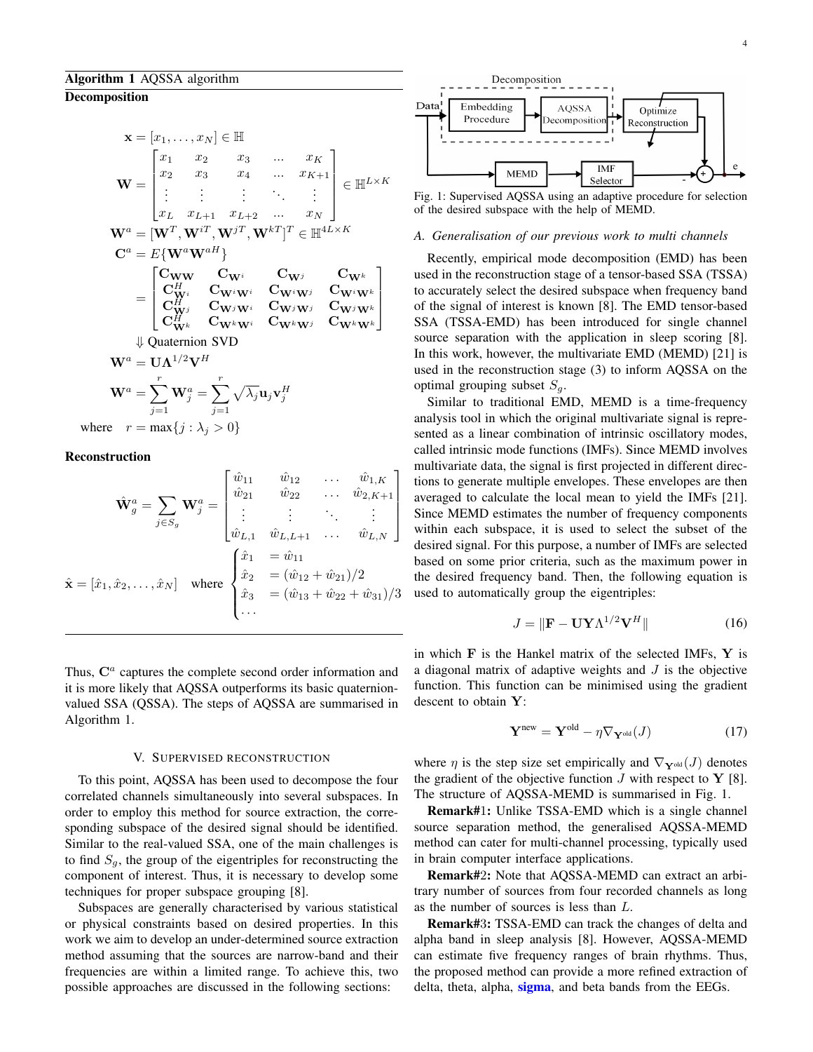**Algorithm 1** AQSSA algorithm

**Decomposition**

$$\mathbf{x} = [x_1, \ldots, x_N] \in \mathbb{H}$$

$$\mathbf{W} = \begin{bmatrix} x_1 & x_2 & x_3 & \ldots & x_K \\ x_2 & x_3 & x_4 & \ldots & x_{K+1} \\ \vdots & \vdots & \vdots & \ddots & \vdots \\ x_L & x_{L+1} & x_{L+2} & \ldots & x_N \end{bmatrix} \in \mathbb{H}^{L \times K}$$

$$\mathbf{W}^a = [\mathbf{W}^T, \mathbf{W}^{iT}, \mathbf{W}^{jT}, \mathbf{W}^{kT}]^T \in \mathbb{H}^{4L \times K}$$

$$\mathbf{C}^a = E\{\mathbf{W}^a \mathbf{W}^{aH}\}$$

$$= \begin{bmatrix} \mathbf{C_{WW}} & \mathbf{C_{W^i}} & \mathbf{C_{W^j}} & \mathbf{C_{W^k}} \\ \mathbf{C}^H_{\mathbf{W}^i} & \mathbf{C_{W^iW^i}} & \mathbf{C_{W^iW^j}} & \mathbf{C_{W^iW^k}} \\ \mathbf{C}^H_{\mathbf{W}^j} & \mathbf{C_{W^jW^i}} & \mathbf{C_{W^jW^j}} & \mathbf{C_{W^jW^k}} \\ \mathbf{C}^H_{\mathbf{W}^k} & \mathbf{C_{W^kW^i}} & \mathbf{C_{W^kW^j}} & \mathbf{C_{W^kW^k}} \end{bmatrix}$$

$\Downarrow$ Quaternion SVD

$$\mathbf{W}^a = \mathbf{U}\mathbf{\Lambda}^{1/2}\mathbf{V}^H$$

$$\mathbf{W}^a = \sum_{j=1}^{r} \mathbf{W}^a_j = \sum_{j=1}^{r} \sqrt{\lambda_j}\mathbf{u}_j\mathbf{v}^H_j$$

where $\quad r = \max\{j : \lambda_j > 0\}$

**Reconstruction**

$$\hat{\mathbf{W}}^a_g = \sum_{j \in S_g} \mathbf{W}^a_j = \begin{bmatrix} \hat{w}_{11} & \hat{w}_{12} & \ldots & \hat{w}_{1,K} \\ \hat{w}_{21} & \hat{w}_{22} & \ldots & \hat{w}_{2,K+1} \\ \vdots & \vdots & \ddots & \vdots \\ \hat{w}_{L,1} & \hat{w}_{L,L+1} & \ldots & \hat{w}_{L,N} \end{bmatrix}$$

$$\hat{\mathbf{x}} = [\hat{x}_1, \hat{x}_2, \ldots, \hat{x}_N] \quad \text{where} \quad \begin{cases} \hat{x}_1 & = \hat{w}_{11} \\ \hat{x}_2 & = (\hat{w}_{12} + \hat{w}_{21})/2 \\ \hat{x}_3 & = (\hat{w}_{13} + \hat{w}_{22} + \hat{w}_{31})/3 \\ \ldots & \end{cases}$$

Thus, $\mathbf{C}^a$ captures the complete second order information and it is more likely that AQSSA outperforms its basic quaternion-valued SSA (QSSA). The steps of AQSSA are summarised in Algorithm 1.

## V. Supervised Reconstruction

To this point, AQSSA has been used to decompose the four correlated channels simultaneously into several subspaces. In order to employ this method for source extraction, the corresponding subspace of the desired signal should be identified. Similar to the real-valued SSA, one of the main challenges is to find $S_g$, the group of the eigentriples for reconstructing the component of interest. Thus, it is necessary to develop some techniques for proper subspace grouping [8].

Subspaces are generally characterised by various statistical or physical constraints based on desired properties. In this work we aim to develop an under-determined source extraction method assuming that the sources are narrow-band and their frequencies are within a limited range. To achieve this, two possible approaches are discussed in the following sections:

Fig. 1: Supervised AQSSA using an adaptive procedure for selection of the desired subspace with the help of MEMD.

### A. Generalisation of our previous work to multi channels

Recently, empirical mode decomposition (EMD) has been used in the reconstruction stage of a tensor-based SSA (TSSA) to accurately select the desired subspace when frequency band of the signal of interest is known [8]. The EMD tensor-based SSA (TSSA-EMD) has been introduced for single channel source separation with the application in sleep scoring [8]. In this work, however, the multivariate EMD (MEMD) [21] is used in the reconstruction stage (3) to inform AQSSA on the optimal grouping subset $S_g$.

Similar to traditional EMD, MEMD is a time-frequency analysis tool in which the original multivariate signal is represented as a linear combination of intrinsic oscillatory modes, called intrinsic mode functions (IMFs). Since MEMD involves multivariate data, the signal is first projected in different directions to generate multiple envelopes. These envelopes are then averaged to calculate the local mean to yield the IMFs [21]. Since MEMD estimates the number of frequency components within each subspace, it is used to select the subset of the desired signal. For this purpose, a number of IMFs are selected based on some prior criteria, such as the maximum power in the desired frequency band. Then, the following equation is used to automatically group the eigentriples:

$$J = \|\mathbf{F} - \mathbf{U}\mathbf{Y}\Lambda^{1/2}\mathbf{V}^H\| \tag{16}$$

in which $\mathbf{F}$ is the Hankel matrix of the selected IMFs, $\mathbf{Y}$ is a diagonal matrix of adaptive weights and $J$ is the objective function. This function can be minimised using the gradient descent to obtain $\mathbf{Y}$:

$$\mathbf{Y}^{\text{new}} = \mathbf{Y}^{\text{old}} - \eta\nabla_{\mathbf{Y}^{\text{old}}}(J) \tag{17}$$

where $\eta$ is the step size set empirically and $\nabla_{\mathbf{Y}^{\text{old}}}(J)$ denotes the gradient of the objective function $J$ with respect to $\mathbf{Y}$ [8]. The structure of AQSSA-MEMD is summarised in Fig. 1.

**Remark#1:** Unlike TSSA-EMD which is a single channel source separation method, the generalised AQSSA-MEMD method can cater for multi-channel processing, typically used in brain computer interface applications.

**Remark#2:** Note that AQSSA-MEMD can extract an arbitrary number of sources from four recorded channels as long as the number of sources is less than $L$.

**Remark#3:** TSSA-EMD can track the changes of delta and alpha band in sleep analysis [8]. However, AQSSA-MEMD can estimate five frequency ranges of brain rhythms. Thus, the proposed method can provide a more refined extraction of delta, theta, alpha, sigma, and beta bands from the EEGs.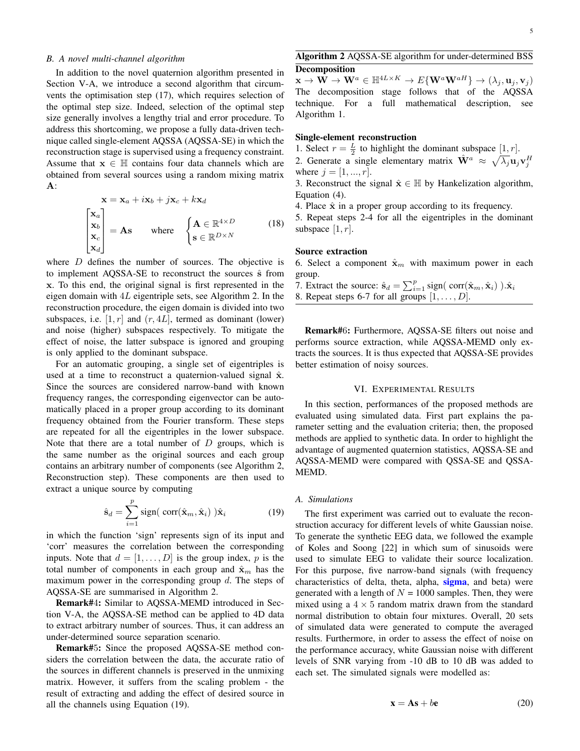### B. A novel multi-channel algorithm

In addition to the novel quaternion algorithm presented in Section V-A, we introduce a second algorithm that circumvents the optimisation step (17), which requires selection of the optimal step size. Indeed, selection of the optimal step size generally involves a lengthy trial and error procedure. To address this shortcoming, we propose a fully data-driven technique called single-element AQSSA (AQSSA-SE) in which the reconstruction stage is supervised using a frequency constraint. Assume that $\mathbf{x} \in \mathbb{H}$ contains four data channels which are obtained from several sources using a random mixing matrix $\mathbf{A}$:

$$\mathbf{x} = \mathbf{x}_a + i\mathbf{x}_b + j\mathbf{x}_c + k\mathbf{x}_d$$

$$\begin{bmatrix}\mathbf{x}_a\\ \mathbf{x}_b\\ \mathbf{x}_c\\ \mathbf{x}_d\end{bmatrix} = \mathbf{A}\mathbf{s} \qquad \text{where} \qquad \begin{cases}\mathbf{A} \in \mathbb{R}^{4\times D}\\ \mathbf{s} \in \mathbb{R}^{D\times N}\end{cases} \tag{18}$$

where $D$ defines the number of sources. The objective is to implement AQSSA-SE to reconstruct the sources $\hat{\mathbf{s}}$ from $\mathbf{x}$. To this end, the original signal is first represented in the eigen domain with $4L$ eigentriple sets, see Algorithm 2. In the reconstruction procedure, the eigen domain is divided into two subspaces, i.e. $[1, r]$ and $(r, 4L]$, termed as dominant (lower) and noise (higher) subspaces respectively. To mitigate the effect of noise, the latter subspace is ignored and grouping is only applied to the dominant subspace.

For an automatic grouping, a single set of eigentriples is used at a time to reconstruct a quaternion-valued signal $\hat{\mathbf{x}}$. Since the sources are considered narrow-band with known frequency ranges, the corresponding eigenvector can be automatically placed in a proper group according to its dominant frequency obtained from the Fourier transform. These steps are repeated for all the eigentriples in the lower subspace. Note that there are a total number of $D$ groups, which is the same number as the original sources and each group contains an arbitrary number of components (see Algorithm 2, Reconstruction step). These components are then used to extract a unique source by computing

$$\hat{\mathbf{s}}_d = \sum_{i=1}^{p} \text{sign}(\ \text{corr}(\hat{\mathbf{x}}_m, \hat{\mathbf{x}}_i)\ )\hat{\mathbf{x}}_i \tag{19}$$

in which the function 'sign' represents sign of its input and 'corr' measures the correlation between the corresponding inputs. Note that $d = [1, \ldots, D]$ is the group index, $p$ is the total number of components in each group and $\hat{\mathbf{x}}_m$ has the maximum power in the corresponding group $d$. The steps of AQSSA-SE are summarised in Algorithm 2.

**Remark#4:** Similar to AQSSA-MEMD introduced in Section V-A, the AQSSA-SE method can be applied to 4D data to extract arbitrary number of sources. Thus, it can address an under-determined source separation scenario.

**Remark#5:** Since the proposed AQSSA-SE method considers the correlation between the data, the accurate ratio of the sources in different channels is preserved in the unmixing matrix. However, it suffers from the scaling problem - the result of extracting and adding the effect of desired source in all the channels using Equation (19).

---

**Algorithm 2** AQSSA-SE algorithm for under-determined BSS

**Decomposition**

$\mathbf{x} \rightarrow \mathbf{W} \rightarrow \mathbf{W}^a \in \mathbb{H}^{4L\times K} \rightarrow E\{\mathbf{W}^a\mathbf{W}^{aH}\} \rightarrow (\lambda_j, \mathbf{u}_j, \mathbf{v}_j)$
The decomposition stage follows that of the AQSSA technique. For a full mathematical description, see Algorithm 1.

**Single-element reconstruction**

1. Select $r = \frac{L}{2}$ to highlight the dominant subspace $[1, r]$.
2. Generate a single elementary matrix $\hat{\mathbf{W}}^a \approx \sqrt{\lambda_j}\mathbf{u}_j\mathbf{v}_j^H$ where $j = [1, ..., r]$.
3. Reconstruct the signal $\hat{\mathbf{x}} \in \mathbb{H}$ by Hankelization algorithm, Equation (4).
4. Place $\hat{\mathbf{x}}$ in a proper group according to its frequency.
5. Repeat steps 2-4 for all the eigentriples in the dominant subspace $[1, r]$.

**Source extraction**

6. Select a component $\hat{\mathbf{x}}_m$ with maximum power in each group.
7. Extract the source: $\hat{\mathbf{s}}_d = \sum_{i=1}^{p} \text{sign}(\ \text{corr}(\hat{\mathbf{x}}_m, \hat{\mathbf{x}}_i)\ ).\hat{\mathbf{x}}_i$
8. Repeat steps 6-7 for all groups $[1, \ldots, D]$.

---

**Remark#6:** Furthermore, AQSSA-SE filters out noise and performs source extraction, while AQSSA-MEMD only extracts the sources. It is thus expected that AQSSA-SE provides better estimation of noisy sources.

## VI. Experimental Results

In this section, performances of the proposed methods are evaluated using simulated data. First part explains the parameter setting and the evaluation criteria; then, the proposed methods are applied to synthetic data. In order to highlight the advantage of augmented quaternion statistics, AQSSA-SE and AQSSA-MEMD were compared with QSSA-SE and QSSA-MEMD.

### A. Simulations

The first experiment was carried out to evaluate the reconstruction accuracy for different levels of white Gaussian noise. To generate the synthetic EEG data, we followed the example of Koles and Soong [22] in which sum of sinusoids were used to simulate EEG to validate their source localization. For this purpose, five narrow-band signals (with frequency characteristics of delta, theta, alpha, sigma, and beta) were generated with a length of $N = 1000$ samples. Then, they were mixed using a $4 \times 5$ random matrix drawn from the standard normal distribution to obtain four mixtures. Overall, 20 sets of simulated data were generated to compute the averaged results. Furthermore, in order to assess the effect of noise on the performance accuracy, white Gaussian noise with different levels of SNR varying from -10 dB to 10 dB was added to each set. The simulated signals were modelled as:

$$\mathbf{x} = \mathbf{A}\mathbf{s} + b\mathbf{e} \tag{20}$$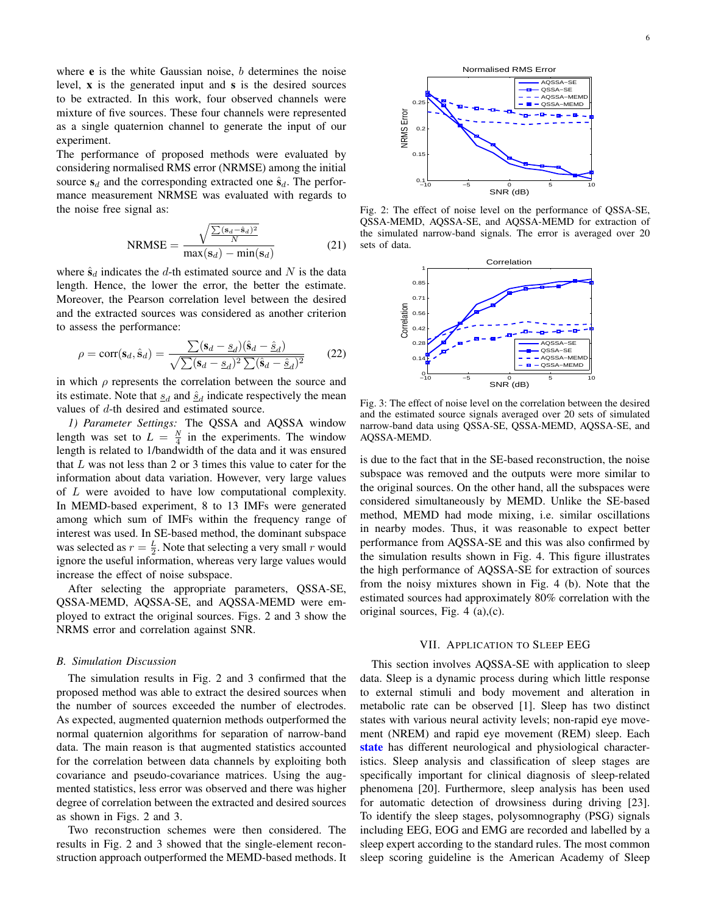where $\mathbf{e}$ is the white Gaussian noise, $b$ determines the noise level, $\mathbf{x}$ is the generated input and $\mathbf{s}$ is the desired sources to be extracted. In this work, four observed channels were mixture of five sources. These four channels were represented as a single quaternion channel to generate the input of our experiment.

The performance of proposed methods were evaluated by considering normalised RMS error (NRMSE) among the initial source $\mathbf{s}_d$ and the corresponding extracted one $\hat{\mathbf{s}}_d$. The performance measurement NRMSE was evaluated with regards to the noise free signal as:

$$\text{NRMSE} = \frac{\sqrt{\frac{\sum(\mathbf{s}_d - \hat{\mathbf{s}}_d)^2}{N}}}{\max(\mathbf{s}_d) - \min(\mathbf{s}_d)} \tag{21}$$

where $\hat{\mathbf{s}}_d$ indicates the $d$-th estimated source and $N$ is the data length. Hence, the lower the error, the better the estimate. Moreover, the Pearson correlation level between the desired and the extracted sources was considered as another criterion to assess the performance:

$$\rho = \text{corr}(\mathbf{s}_d, \hat{\mathbf{s}}_d) = \frac{\sum(\mathbf{s}_d - \underline{s}_d)(\hat{\mathbf{s}}_d - \underline{\hat{s}}_d)}{\sqrt{\sum(\mathbf{s}_d - \underline{s}_d)^2 \sum(\hat{\mathbf{s}}_d - \underline{\hat{s}}_d)^2}} \tag{22}$$

in which $\rho$ represents the correlation between the source and its estimate. Note that $\underline{s}_d$ and $\underline{\hat{s}}_d$ indicate respectively the mean values of $d$-th desired and estimated source.

*1) Parameter Settings:* The QSSA and AQSSA window length was set to $L = \frac{N}{4}$ in the experiments. The window length is related to 1/bandwidth of the data and it was ensured that $L$ was not less than 2 or 3 times this value to cater for the information about data variation. However, very large values of $L$ were avoided to have low computational complexity. In MEMD-based experiment, 8 to 13 IMFs were generated among which sum of IMFs within the frequency range of interest was used. In SE-based method, the dominant subspace was selected as $r = \frac{L}{2}$. Note that selecting a very small $r$ would ignore the useful information, whereas very large values would increase the effect of noise subspace.

After selecting the appropriate parameters, QSSA-SE, QSSA-MEMD, AQSSA-SE, and AQSSA-MEMD were employed to extract the original sources. Figs. 2 and 3 show the NRMS error and correlation against SNR.

### B. Simulation Discussion

The simulation results in Fig. 2 and 3 confirmed that the proposed method was able to extract the desired sources when the number of sources exceeded the number of electrodes. As expected, augmented quaternion methods outperformed the normal quaternion algorithms for separation of narrow-band data. The main reason is that augmented statistics accounted for the correlation between data channels by exploiting both covariance and pseudo-covariance matrices. Using the augmented statistics, less error was observed and there was higher degree of correlation between the extracted and desired sources as shown in Figs. 2 and 3.

Two reconstruction schemes were then considered. The results in Fig. 2 and 3 showed that the single-element reconstruction approach outperformed the MEMD-based methods. It

Fig. 2: The effect of noise level on the performance of QSSA-SE, QSSA-MEMD, AQSSA-SE, and AQSSA-MEMD for extraction of the simulated narrow-band signals. The error is averaged over 20 sets of data.

Fig. 3: The effect of noise level on the correlation between the desired and the estimated source signals averaged over 20 sets of simulated narrow-band data using QSSA-SE, QSSA-MEMD, AQSSA-SE, and AQSSA-MEMD.

is due to the fact that in the SE-based reconstruction, the noise subspace was removed and the outputs were more similar to the original sources. On the other hand, all the subspaces were considered simultaneously by MEMD. Unlike the SE-based method, MEMD had mode mixing, i.e. similar oscillations in nearby modes. Thus, it was reasonable to expect better performance from AQSSA-SE and this was also confirmed by the simulation results shown in Fig. 4. This figure illustrates the high performance of AQSSA-SE for extraction of sources from the noisy mixtures shown in Fig. 4 (b). Note that the estimated sources had approximately 80% correlation with the original sources, Fig. 4 (a),(c).

## VII. Application to Sleep EEG

This section involves AQSSA-SE with application to sleep data. Sleep is a dynamic process during which little response to external stimuli and body movement and alteration in metabolic rate can be observed [1]. Sleep has two distinct states with various neural activity levels; non-rapid eye movement (NREM) and rapid eye movement (REM) sleep. Each **state** has different neurological and physiological characteristics. Sleep analysis and classification of sleep stages are specifically important for clinical diagnosis of sleep-related phenomena [20]. Furthermore, sleep analysis has been used for automatic detection of drowsiness during driving [23]. To identify the sleep stages, polysomnography (PSG) signals including EEG, EOG and EMG are recorded and labelled by a sleep expert according to the standard rules. The most common sleep scoring guideline is the American Academy of Sleep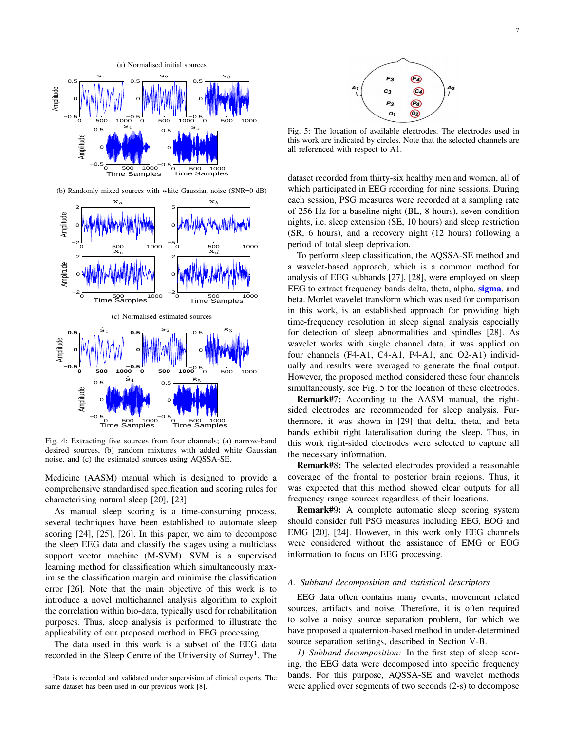(a) Normalised initial sources

(b) Randomly mixed sources with white Gaussian noise (SNR=0 dB)

(c) Normalised estimated sources

Fig. 4: Extracting five sources from four channels; (a) narrow-band desired sources, (b) random mixtures with added white Gaussian noise, and (c) the estimated sources using AQSSA-SE.

Medicine (AASM) manual which is designed to provide a comprehensive standardised specification and scoring rules for characterising natural sleep [20], [23].

As manual sleep scoring is a time-consuming process, several techniques have been established to automate sleep scoring [24], [25], [26]. In this paper, we aim to decompose the sleep EEG data and classify the stages using a multiclass support vector machine (M-SVM). SVM is a supervised learning method for classification which simultaneously maximise the classification margin and minimise the classification error [26]. Note that the main objective of this work is to introduce a novel multichannel analysis algorithm to exploit the correlation within bio-data, typically used for rehabilitation purposes. Thus, sleep analysis is performed to illustrate the applicability of our proposed method in EEG processing.

The data used in this work is a subset of the EEG data recorded in the Sleep Centre of the University of Surrey[1]. The

[1]Data is recorded and validated under supervision of clinical experts. The same dataset has been used in our previous work [8].

Fig. 5: The location of available electrodes. The electrodes used in this work are indicated by circles. Note that the selected channels are all referenced with respect to A1.

dataset recorded from thirty-six healthy men and women, all of which participated in EEG recording for nine sessions. During each session, PSG measures were recorded at a sampling rate of 256 Hz for a baseline night (BL, 8 hours), seven condition nights, i.e. sleep extension (SE, 10 hours) and sleep restriction (SR, 6 hours), and a recovery night (12 hours) following a period of total sleep deprivation.

To perform sleep classification, the AQSSA-SE method and a wavelet-based approach, which is a common method for analysis of EEG subbands [27], [28], were employed on sleep EEG to extract frequency bands delta, theta, alpha, **sigma**, and beta. Morlet wavelet transform which was used for comparison in this work, is an established approach for providing high time-frequency resolution in sleep signal analysis especially for detection of sleep abnormalities and spindles [28]. As wavelet works with single channel data, it was applied on four channels (F4-A1, C4-A1, P4-A1, and O2-A1) individually and results were averaged to generate the final output. However, the proposed method considered these four channels simultaneously, see Fig. 5 for the location of these electrodes.

**Remark#**7**:** According to the AASM manual, the right-sided electrodes are recommended for sleep analysis. Furthermore, it was shown in [29] that delta, theta, and beta bands exhibit right lateralisation during the sleep. Thus, in this work right-sided electrodes were selected to capture all the necessary information.

**Remark#**8**:** The selected electrodes provided a reasonable coverage of the frontal to posterior brain regions. Thus, it was expected that this method showed clear outputs for all frequency range sources regardless of their locations.

**Remark#**9**:** A complete automatic sleep scoring system should consider full PSG measures including EEG, EOG and EMG [20], [24]. However, in this work only EEG channels were considered without the assistance of EMG or EOG information to focus on EEG processing.

### *A. Subband decomposition and statistical descriptors*

EEG data often contains many events, movement related sources, artifacts and noise. Therefore, it is often required to solve a noisy source separation problem, for which we have proposed a quaternion-based method in under-determined source separation settings, described in Section V-B.

*1) Subband decomposition:* In the first step of sleep scoring, the EEG data were decomposed into specific frequency bands. For this purpose, AQSSA-SE and wavelet methods were applied over segments of two seconds (2-s) to decompose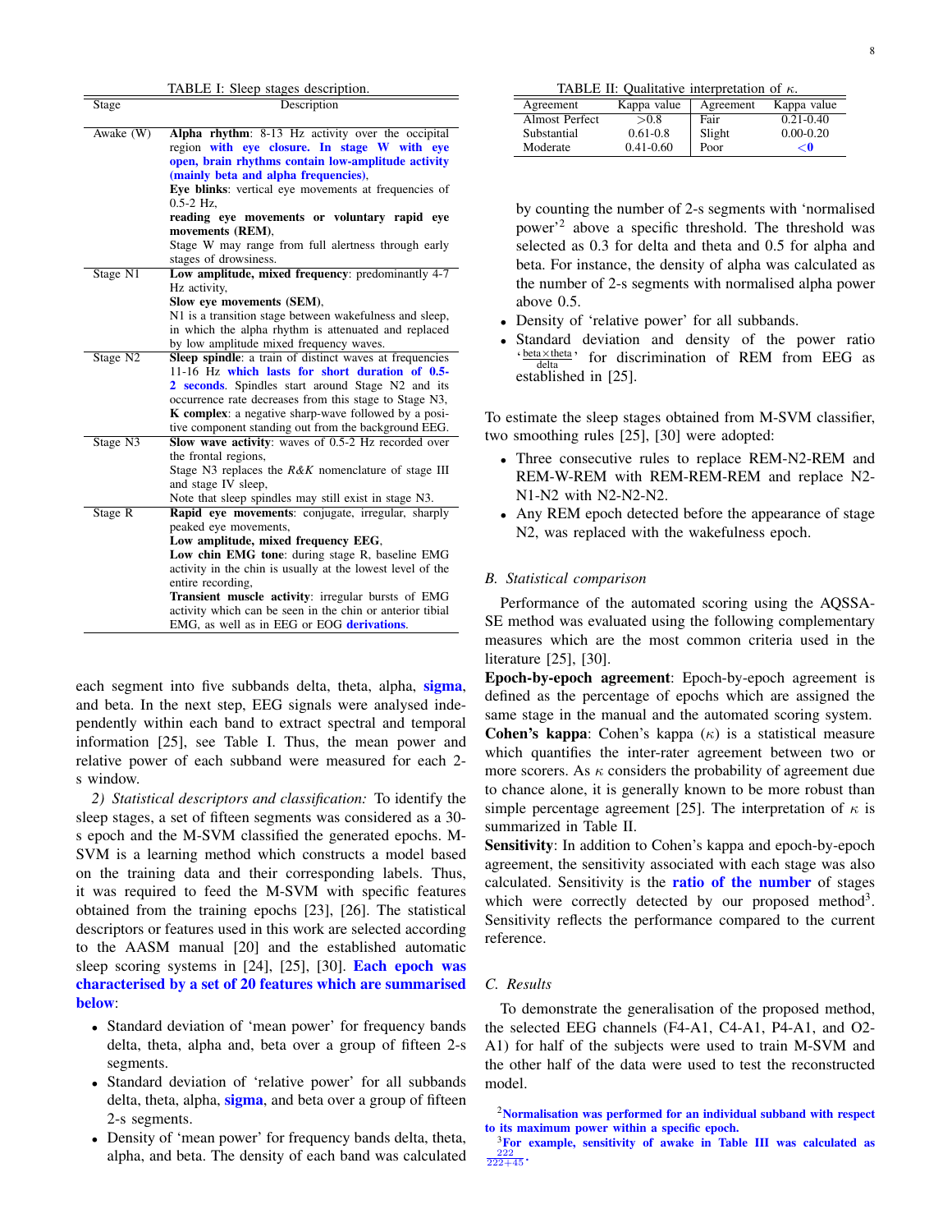TABLE I: Sleep stages description.

| Stage | Description |
|---|---|
| Awake (W) | **Alpha rhythm**: 8-13 Hz activity over the occipital region **with eye closure. In stage W with eye open, brain rhythms contain low-amplitude activity (mainly beta and alpha frequencies)**, **Eye blinks**: vertical eye movements at frequencies of 0.5-2 Hz, **reading eye movements or voluntary rapid eye movements (REM)**, Stage W may range from full alertness through early stages of drowsiness. |
| Stage N1 | **Low amplitude, mixed frequency**: predominantly 4-7 Hz activity, **Slow eye movements (SEM)**, N1 is a transition stage between wakefulness and sleep, in which the alpha rhythm is attenuated and replaced by low amplitude mixed frequency waves. |
| Stage N2 | **Sleep spindle**: a train of distinct waves at frequencies 11-16 Hz **which lasts for short duration of 0.5-2 seconds**. Spindles start around Stage N2 and its occurrence rate decreases from this stage to Stage N3, **K complex**: a negative sharp-wave followed by a positive component standing out from the background EEG. |
| Stage N3 | **Slow wave activity**: waves of 0.5-2 Hz recorded over the frontal regions, Stage N3 replaces the *R&K* nomenclature of stage III and stage IV sleep, Note that sleep spindles may still exist in stage N3. |
| Stage R | **Rapid eye movements**: conjugate, irregular, sharply peaked eye movements, **Low amplitude, mixed frequency EEG**, **Low chin EMG tone**: during stage R, baseline EMG activity in the chin is usually at the lowest level of the entire recording, **Transient muscle activity**: irregular bursts of EMG activity which can be seen in the chin or anterior tibial EMG, as well as in EEG or EOG **derivations**. |

each segment into five subbands delta, theta, alpha, **sigma**, and beta. In the next step, EEG signals were analysed independently within each band to extract spectral and temporal information [25], see Table I. Thus, the mean power and relative power of each subband were measured for each 2-s window.

*2) Statistical descriptors and classification:* To identify the sleep stages, a set of fifteen segments was considered as a 30-s epoch and the M-SVM classified the generated epochs. M-SVM is a learning method which constructs a model based on the training data and their corresponding labels. Thus, it was required to feed the M-SVM with specific features obtained from the training epochs [23], [26]. The statistical descriptors or features used in this work are selected according to the AASM manual [20] and the established automatic sleep scoring systems in [24], [25], [30]. **Each epoch was characterised by a set of 20 features which are summarised below**:

- Standard deviation of 'mean power' for frequency bands delta, theta, alpha and, beta over a group of fifteen 2-s segments.
- Standard deviation of 'relative power' for all subbands delta, theta, alpha, **sigma**, and beta over a group of fifteen 2-s segments.
- Density of 'mean power' for frequency bands delta, theta, alpha, and beta. The density of each band was calculated by counting the number of 2-s segments with 'normalised power'[2] above a specific threshold. The threshold was selected as 0.3 for delta and theta and 0.5 for alpha and beta. For instance, the density of alpha was calculated as the number of 2-s segments with normalised alpha power above 0.5.
- Density of 'relative power' for all subbands.
- Standard deviation and density of the power ratio '$\frac{\text{beta}\times\text{theta}}{\text{delta}}$' for discrimination of REM from EEG as established in [25].

To estimate the sleep stages obtained from M-SVM classifier, two smoothing rules [25], [30] were adopted:

- Three consecutive rules to replace REM-N2-REM and REM-W-REM with REM-REM-REM and replace N2-N1-N2 with N2-N2-N2.
- Any REM epoch detected before the appearance of stage N2, was replaced with the wakefulness epoch.

TABLE II: Qualitative interpretation of $\kappa$.

| Agreement | Kappa value | Agreement | Kappa value |
|---|---|---|---|
| Almost Perfect | >0.8 | Fair | 0.21-0.40 |
| Substantial | 0.61-0.8 | Slight | 0.00-0.20 |
| Moderate | 0.41-0.60 | Poor | **<0** |

### B. Statistical comparison

Performance of the automated scoring using the AQSSA-SE method was evaluated using the following complementary measures which are the most common criteria used in the literature [25], [30].

**Epoch-by-epoch agreement**: Epoch-by-epoch agreement is defined as the percentage of epochs which are assigned the same stage in the manual and the automated scoring system.

**Cohen's kappa**: Cohen's kappa ($\kappa$) is a statistical measure which quantifies the inter-rater agreement between two or more scorers. As $\kappa$ considers the probability of agreement due to chance alone, it is generally known to be more robust than simple percentage agreement [25]. The interpretation of $\kappa$ is summarized in Table II.

**Sensitivity**: In addition to Cohen's kappa and epoch-by-epoch agreement, the sensitivity associated with each stage was also calculated. Sensitivity is the **ratio of the number** of stages which were correctly detected by our proposed method[3]. Sensitivity reflects the performance compared to the current reference.

### C. Results

To demonstrate the generalisation of the proposed method, the selected EEG channels (F4-A1, C4-A1, P4-A1, and O2-A1) for half of the subjects were used to train M-SVM and the other half of the data were used to test the reconstructed model.

[2] **Normalisation was performed for an individual subband with respect to its maximum power within a specific epoch.**

[3] **For example, sensitivity of awake in Table III was calculated as $\frac{222}{222+45}$.**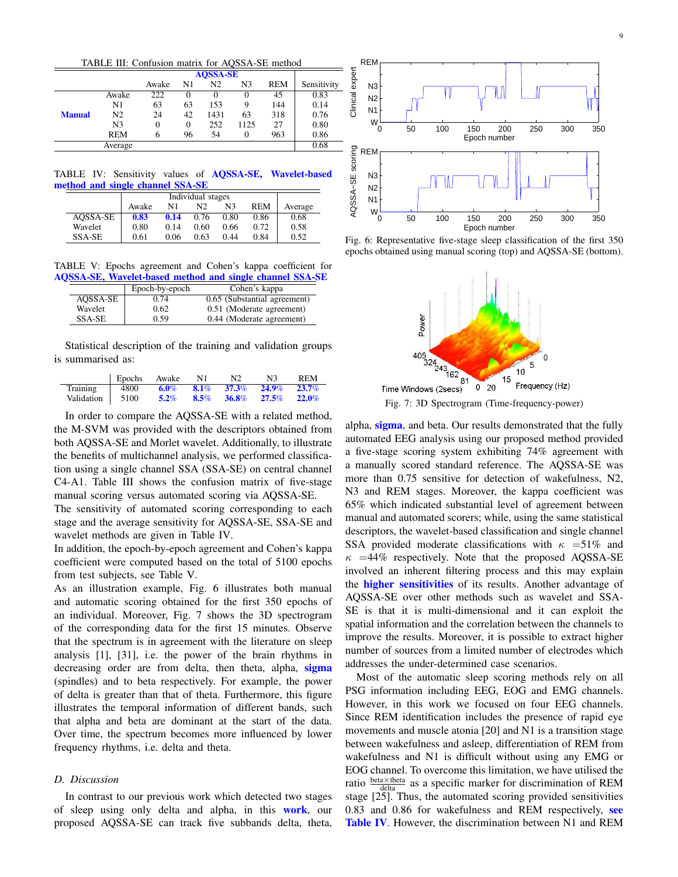TABLE III: Confusion matrix for AQSSA-SE method

| | | AQSSA-SE | | | | | |
|---|---|---|---|---|---|---|---|
| | | Awake | N1 | N2 | N3 | REM | Sensitivity |
| **Manual** | Awake | 222 | 0 | 0 | 0 | 45 | 0.83 |
| | N1 | 63 | 63 | 153 | 9 | 144 | 0.14 |
| | N2 | 24 | 42 | 1431 | 63 | 318 | 0.76 |
| | N3 | 0 | 0 | 252 | 1125 | 27 | 0.80 |
| | REM | 6 | 96 | 54 | 0 | 963 | 0.86 |
| | Average | | | | | | 0.68 |

TABLE IV: Sensitivity values of AQSSA-SE, Wavelet-based method and single channel SSA-SE

| | Individual stages | | | | | |
|---|---|---|---|---|---|---|
| | Awake | N1 | N2 | N3 | REM | Average |
| AQSSA-SE | **0.83** | **0.14** | 0.76 | 0.80 | 0.86 | 0.68 |
| Wavelet | 0.80 | 0.14 | 0.60 | 0.66 | 0.72 | 0.58 |
| SSA-SE | 0.61 | 0.06 | 0.63 | 0.44 | 0.84 | 0.52 |

TABLE V: Epochs agreement and Cohen's kappa coefficient for AQSSA-SE, Wavelet-based method and single channel SSA-SE

| | Epoch-by-epoch | Cohen's kappa |
|---|---|---|
| AQSSA-SE | 0.74 | 0.65 (Substantial agreement) |
| Wavelet | 0.62 | 0.51 (Moderate agreement) |
| SSA-SE | 0.59 | 0.44 (Moderate agreement) |

Statistical description of the training and validation groups is summarised as:

| | Epochs | Awake | N1 | N2 | N3 | REM |
|---|---|---|---|---|---|---|
| Training | 4800 | 6.0% | 8.1% | 37.3% | 24.9% | 23.7% |
| Validation | 5100 | 5.2% | 8.5% | 36.8% | 27.5% | 22.0% |

In order to compare the AQSSA-SE with a related method, the M-SVM was provided with the descriptors obtained from both AQSSA-SE and Morlet wavelet. Additionally, to illustrate the benefits of multichannel analysis, we performed classification using a single channel SSA (SSA-SE) on central channel C4-A1. Table III shows the confusion matrix of five-stage manual scoring versus automated scoring via AQSSA-SE. The sensitivity of automated scoring corresponding to each stage and the average sensitivity for AQSSA-SE, SSA-SE and wavelet methods are given in Table IV.
In addition, the epoch-by-epoch agreement and Cohen's kappa coefficient were computed based on the total of 5100 epochs from test subjects, see Table V.
As an illustration example, Fig. 6 illustrates both manual and automatic scoring obtained for the first 350 epochs of an individual. Moreover, Fig. 7 shows the 3D spectrogram of the corresponding data for the first 15 minutes. Observe that the spectrum is in agreement with the literature on sleep analysis [1], [31], i.e. the power of the brain rhythms in decreasing order are from delta, then theta, alpha, sigma (spindles) and to beta respectively. For example, the power of delta is greater than that of theta. Furthermore, this figure illustrates the temporal information of different bands, such that alpha and beta are dominant at the start of the data. Over time, the spectrum becomes more influenced by lower frequency rhythms, i.e. delta and theta.

Fig. 6: Representative five-stage sleep classification of the first 350 epochs obtained using manual scoring (top) and AQSSA-SE (bottom).

Fig. 7: 3D Spectrogram (Time-frequency-power)

### D. Discussion

In contrast to our previous work which detected two stages of sleep using only delta and alpha, in this work, our proposed AQSSA-SE can track five subbands delta, theta, alpha, sigma, and beta. Our results demonstrated that the fully automated EEG analysis using our proposed method provided a five-stage scoring system exhibiting 74% agreement with a manually scored standard reference. The AQSSA-SE was more than 0.75 sensitive for detection of wakefulness, N2, N3 and REM stages. Moreover, the kappa coefficient was 65% which indicated substantial level of agreement between manual and automated scorers; while, using the same statistical descriptors, the wavelet-based classification and single channel SSA provided moderate classifications with $\kappa$ =51% and $\kappa$ =44% respectively. Note that the proposed AQSSA-SE involved an inherent filtering process and this may explain the higher sensitivities of its results. Another advantage of AQSSA-SE over other methods such as wavelet and SSA-SE is that it is multi-dimensional and it can exploit the spatial information and the correlation between the channels to improve the results. Moreover, it is possible to extract higher number of sources from a limited number of electrodes which addresses the under-determined case scenarios.

Most of the automatic sleep scoring methods rely on all PSG information including EEG, EOG and EMG channels. However, in this work we focused on four EEG channels. Since REM identification includes the presence of rapid eye movements and muscle atonia [20] and N1 is a transition stage between wakefulness and asleep, differentiation of REM from wakefulness and N1 is difficult without using any EMG or EOG channel. To overcome this limitation, we have utilised the ratio $\frac{\text{beta}\times\text{theta}}{\text{delta}}$ as a specific marker for discrimination of REM stage [25]. Thus, the automated scoring provided sensitivities 0.83 and 0.86 for wakefulness and REM respectively, see Table IV. However, the discrimination between N1 and REM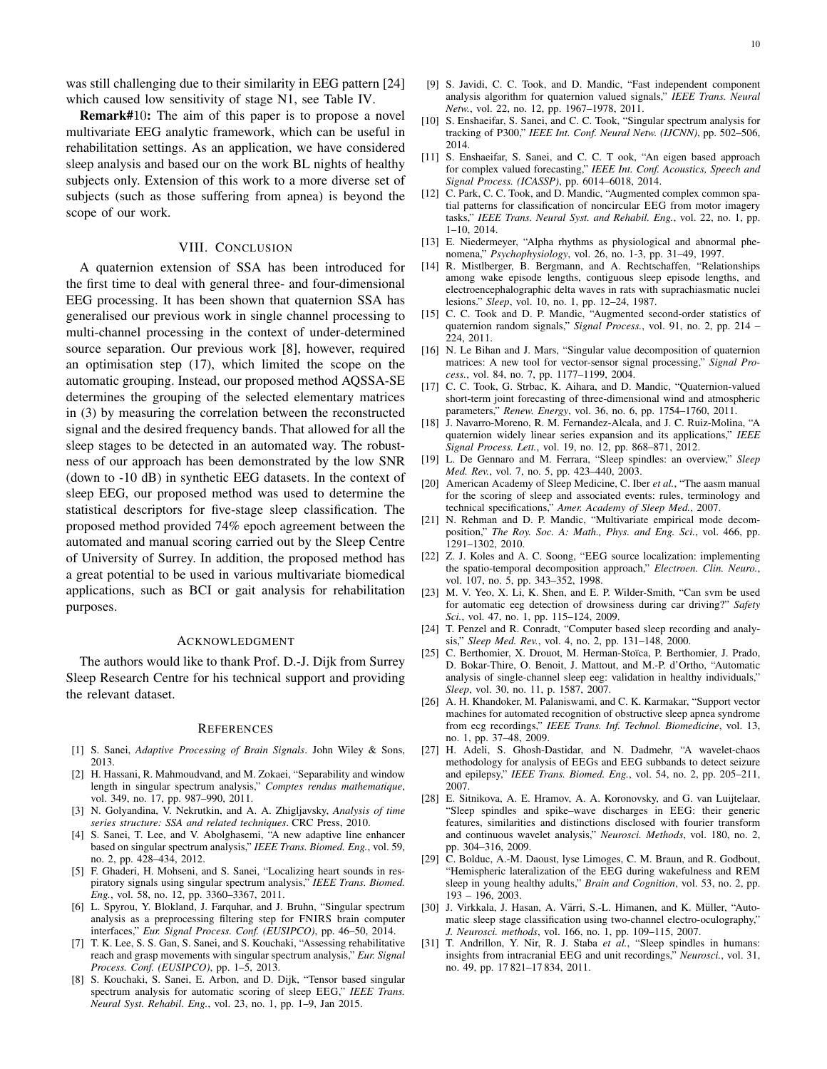was still challenging due to their similarity in EEG pattern [24] which caused low sensitivity of stage N1, see Table IV.

**Remark#**10**:** The aim of this paper is to propose a novel multivariate EEG analytic framework, which can be useful in rehabilitation settings. As an application, we have considered sleep analysis and based our on the work BL nights of healthy subjects only. Extension of this work to a more diverse set of subjects (such as those suffering from apnea) is beyond the scope of our work.

## VIII. Conclusion

A quaternion extension of SSA has been introduced for the first time to deal with general three- and four-dimensional EEG processing. It has been shown that quaternion SSA has generalised our previous work in single channel processing to multi-channel processing in the context of under-determined source separation. Our previous work [8], however, required an optimisation step (17), which limited the scope on the automatic grouping. Instead, our proposed method AQSSA-SE determines the grouping of the selected elementary matrices in (3) by measuring the correlation between the reconstructed signal and the desired frequency bands. That allowed for all the sleep stages to be detected in an automated way. The robustness of our approach has been demonstrated by the low SNR (down to -10 dB) in synthetic EEG datasets. In the context of sleep EEG, our proposed method was used to determine the statistical descriptors for five-stage sleep classification. The proposed method provided 74% epoch agreement between the automated and manual scoring carried out by the Sleep Centre of University of Surrey. In addition, the proposed method has a great potential to be used in various multivariate biomedical applications, such as BCI or gait analysis for rehabilitation purposes.

## Acknowledgment

The authors would like to thank Prof. D.-J. Dijk from Surrey Sleep Research Centre for his technical support and providing the relevant dataset.

## References

[1] S. Sanei, *Adaptive Processing of Brain Signals*. John Wiley & Sons, 2013.

[2] H. Hassani, R. Mahmoudvand, and M. Zokaei, “Separability and window length in singular spectrum analysis,” *Comptes rendus mathematique*, vol. 349, no. 17, pp. 987–990, 2011.

[3] N. Golyandina, V. Nekrutkin, and A. A. Zhigljavsky, *Analysis of time series structure: SSA and related techniques*. CRC Press, 2010.

[4] S. Sanei, T. Lee, and V. Abolghasemi, “A new adaptive line enhancer based on singular spectrum analysis,” *IEEE Trans. Biomed. Eng.*, vol. 59, no. 2, pp. 428–434, 2012.

[5] F. Ghaderi, H. Mohseni, and S. Sanei, “Localizing heart sounds in respiratory signals using singular spectrum analysis,” *IEEE Trans. Biomed. Eng.*, vol. 58, no. 12, pp. 3360–3367, 2011.

[6] L. Spyrou, Y. Blokland, J. Farquhar, and J. Bruhn, “Singular spectrum analysis as a preprocessing filtering step for FNIRS brain computer interfaces,” *Eur. Signal Process. Conf. (EUSIPCO)*, pp. 46–50, 2014.

[7] T. K. Lee, S. S. Gan, S. Sanei, and S. Kouchaki, “Assessing rehabilitative reach and grasp movements with singular spectrum analysis,” *Eur. Signal Process. Conf. (EUSIPCO)*, pp. 1–5, 2013.

[8] S. Kouchaki, S. Sanei, E. Arbon, and D. Dijk, “Tensor based singular spectrum analysis for automatic scoring of sleep EEG,” *IEEE Trans. Neural Syst. Rehabil. Eng.*, vol. 23, no. 1, pp. 1–9, Jan 2015.

[9] S. Javidi, C. C. Took, and D. Mandic, “Fast independent component analysis algorithm for quaternion valued signals,” *IEEE Trans. Neural Netw.*, vol. 22, no. 12, pp. 1967–1978, 2011.

[10] S. Enshaeifar, S. Sanei, and C. C. Took, “Singular spectrum analysis for tracking of P300,” *IEEE Int. Conf. Neural Netw. (IJCNN)*, pp. 502–506, 2014.

[11] S. Enshaeifar, S. Sanei, and C. C. T ook, “An eigen based approach for complex valued forecasting,” *IEEE Int. Conf. Acoustics, Speech and Signal Process. (ICASSP)*, pp. 6014–6018, 2014.

[12] C. Park, C. C. Took, and D. Mandic, “Augmented complex common spatial patterns for classification of noncircular EEG from motor imagery tasks,” *IEEE Trans. Neural Syst. and Rehabil. Eng.*, vol. 22, no. 1, pp. 1–10, 2014.

[13] E. Niedermeyer, “Alpha rhythms as physiological and abnormal phenomena,” *Psychophysiology*, vol. 26, no. 1-3, pp. 31–49, 1997.

[14] R. Mistlberger, B. Bergmann, and A. Rechtschaffen, “Relationships among wake episode lengths, contiguous sleep episode lengths, and electroencephalographic delta waves in rats with suprachiasmatic nuclei lesions.” *Sleep*, vol. 10, no. 1, pp. 12–24, 1987.

[15] C. C. Took and D. P. Mandic, “Augmented second-order statistics of quaternion random signals,” *Signal Process.*, vol. 91, no. 2, pp. 214 – 224, 2011.

[16] N. Le Bihan and J. Mars, “Singular value decomposition of quaternion matrices: A new tool for vector-sensor signal processing,” *Signal Process.*, vol. 84, no. 7, pp. 1177–1199, 2004.

[17] C. C. Took, G. Strbac, K. Aihara, and D. Mandic, “Quaternion-valued short-term joint forecasting of three-dimensional wind and atmospheric parameters,” *Renew. Energy*, vol. 36, no. 6, pp. 1754–1760, 2011.

[18] J. Navarro-Moreno, R. M. Fernandez-Alcala, and J. C. Ruiz-Molina, “A quaternion widely linear series expansion and its applications,” *IEEE Signal Process. Lett.*, vol. 19, no. 12, pp. 868–871, 2012.

[19] L. De Gennaro and M. Ferrara, “Sleep spindles: an overview,” *Sleep Med. Rev.*, vol. 7, no. 5, pp. 423–440, 2003.

[20] American Academy of Sleep Medicine, C. Iber *et al.*, “The aasm manual for the scoring of sleep and associated events: rules, terminology and technical specifications,” *Amer. Academy of Sleep Med.*, 2007.

[21] N. Rehman and D. P. Mandic, “Multivariate empirical mode decomposition,” *The Roy. Soc. A: Math., Phys. and Eng. Sci.*, vol. 466, pp. 1291–1302, 2010.

[22] Z. J. Koles and A. C. Soong, “EEG source localization: implementing the spatio-temporal decomposition approach,” *Electroen. Clin. Neuro.*, vol. 107, no. 5, pp. 343–352, 1998.

[23] M. V. Yeo, X. Li, K. Shen, and E. P. Wilder-Smith, “Can svm be used for automatic eeg detection of drowsiness during car driving?” *Safety Sci.*, vol. 47, no. 1, pp. 115–124, 2009.

[24] T. Penzel and R. Conradt, “Computer based sleep recording and analysis,” *Sleep Med. Rev.*, vol. 4, no. 2, pp. 131–148, 2000.

[25] C. Berthomier, X. Drouot, M. Herman-Stoïca, P. Berthomier, J. Prado, D. Bokar-Thire, O. Benoit, J. Mattout, and M.-P. d'Ortho, “Automatic analysis of single-channel sleep eeg: validation in healthy individuals,” *Sleep*, vol. 30, no. 11, p. 1587, 2007.

[26] A. H. Khandoker, M. Palaniswami, and C. K. Karmakar, “Support vector machines for automated recognition of obstructive sleep apnea syndrome from ecg recordings,” *IEEE Trans. Inf. Technol. Biomedicine*, vol. 13, no. 1, pp. 37–48, 2009.

[27] H. Adeli, S. Ghosh-Dastidar, and N. Dadmehr, “A wavelet-chaos methodology for analysis of EEGs and EEG subbands to detect seizure and epilepsy,” *IEEE Trans. Biomed. Eng.*, vol. 54, no. 2, pp. 205–211, 2007.

[28] E. Sitnikova, A. E. Hramov, A. A. Koronovsky, and G. van Luijtelaar, “Sleep spindles and spike–wave discharges in EEG: their generic features, similarities and distinctions disclosed with fourier transform and continuous wavelet analysis,” *Neurosci. Methods*, vol. 180, no. 2, pp. 304–316, 2009.

[29] C. Bolduc, A.-M. Daoust, lyse Limoges, C. M. Braun, and R. Godbout, “Hemispheric lateralization of the EEG during wakefulness and REM sleep in young healthy adults,” *Brain and Cognition*, vol. 53, no. 2, pp. 193 – 196, 2003.

[30] J. Virkkala, J. Hasan, A. Värri, S.-L. Himanen, and K. Müller, “Automatic sleep stage classification using two-channel electro-oculography,” *J. Neurosci. methods*, vol. 166, no. 1, pp. 109–115, 2007.

[31] T. Andrillon, Y. Nir, R. J. Staba *et al.*, “Sleep spindles in humans: insights from intracranial EEG and unit recordings,” *Neurosci.*, vol. 31, no. 49, pp. 17 821–17 834, 2011.